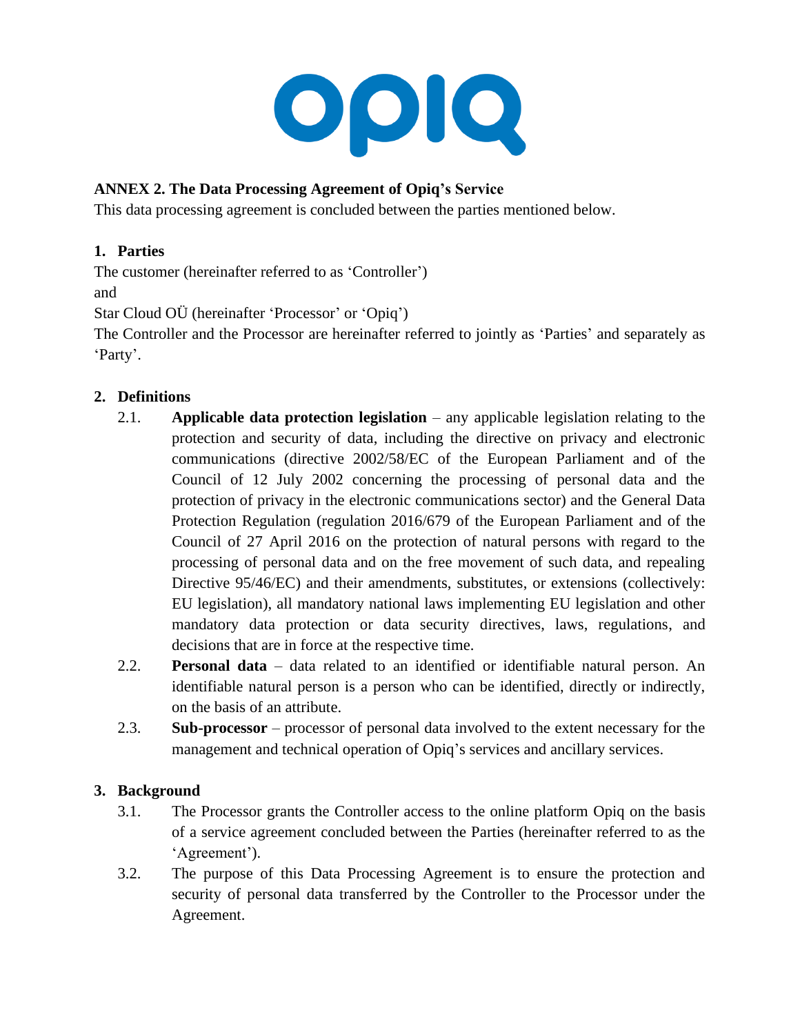**ANNEX 2. The Data Processing Agreement of Opiq's Service**

This data processing agreement is concluded between the parties mentioned below.

## 1. Parties

The customer (hereinafter referred to as 'Controller')

and

Star Cloud OÜ (hereinafter 'Processor' or 'Opiq')

The Controller and the Processor are hereinafter referred to jointly as 'Parties' and separately as 'Party'.

## 2. Definitions

2.1. **Applicable data protection legislation** – any applicable legislation relating to the protection and security of data, including the directive on privacy and electronic communications (directive 2002/58/EC of the European Parliament and of the Council of 12 July 2002 concerning the processing of personal data and the protection of privacy in the electronic communications sector) and the General Data Protection Regulation (regulation 2016/679 of the European Parliament and of the Council of 27 April 2016 on the protection of natural persons with regard to the processing of personal data and on the free movement of such data, and repealing Directive 95/46/EC) and their amendments, substitutes, or extensions (collectively: EU legislation), all mandatory national laws implementing EU legislation and other mandatory data protection or data security directives, laws, regulations, and decisions that are in force at the respective time.

2.2. **Personal data** – data related to an identified or identifiable natural person. An identifiable natural person is a person who can be identified, directly or indirectly, on the basis of an attribute.

2.3. **Sub-processor** – processor of personal data involved to the extent necessary for the management and technical operation of Opiq's services and ancillary services.

## 3. Background

3.1. The Processor grants the Controller access to the online platform Opiq on the basis of a service agreement concluded between the Parties (hereinafter referred to as the 'Agreement').

3.2. The purpose of this Data Processing Agreement is to ensure the protection and security of personal data transferred by the Controller to the Processor under the Agreement.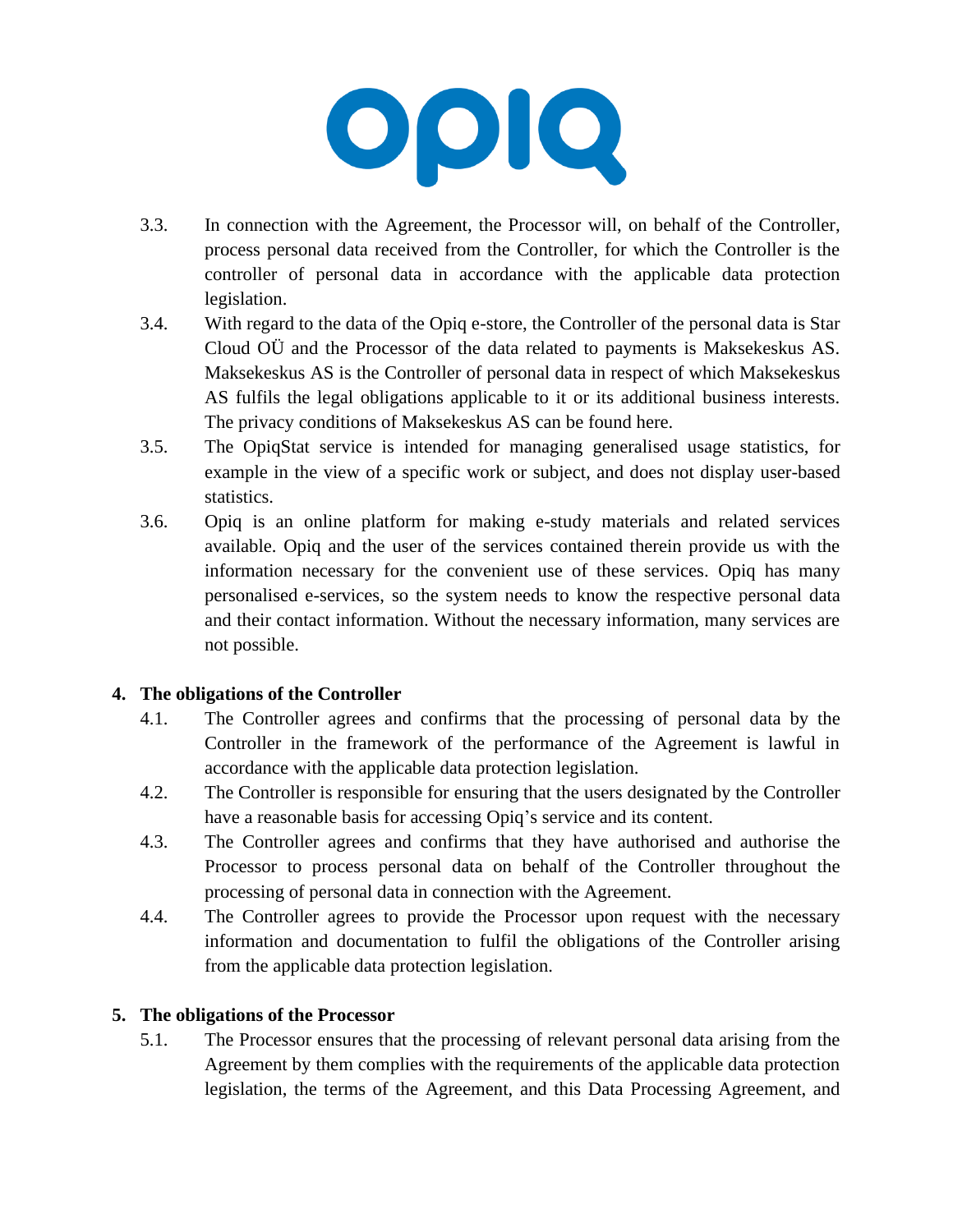3.3. In connection with the Agreement, the Processor will, on behalf of the Controller, process personal data received from the Controller, for which the Controller is the controller of personal data in accordance with the applicable data protection legislation.

3.4. With regard to the data of the Opiq e-store, the Controller of the personal data is Star Cloud OÜ and the Processor of the data related to payments is Maksekeskus AS. Maksekeskus AS is the Controller of personal data in respect of which Maksekeskus AS fulfils the legal obligations applicable to it or its additional business interests. The privacy conditions of Maksekeskus AS can be found here.

3.5. The OpiqStat service is intended for managing generalised usage statistics, for example in the view of a specific work or subject, and does not display user-based statistics.

3.6. Opiq is an online platform for making e-study materials and related services available. Opiq and the user of the services contained therein provide us with the information necessary for the convenient use of these services. Opiq has many personalised e-services, so the system needs to know the respective personal data and their contact information. Without the necessary information, many services are not possible.

## 4. The obligations of the Controller

4.1. The Controller agrees and confirms that the processing of personal data by the Controller in the framework of the performance of the Agreement is lawful in accordance with the applicable data protection legislation.

4.2. The Controller is responsible for ensuring that the users designated by the Controller have a reasonable basis for accessing Opiq's service and its content.

4.3. The Controller agrees and confirms that they have authorised and authorise the Processor to process personal data on behalf of the Controller throughout the processing of personal data in connection with the Agreement.

4.4. The Controller agrees to provide the Processor upon request with the necessary information and documentation to fulfil the obligations of the Controller arising from the applicable data protection legislation.

## 5. The obligations of the Processor

5.1. The Processor ensures that the processing of relevant personal data arising from the Agreement by them complies with the requirements of the applicable data protection legislation, the terms of the Agreement, and this Data Processing Agreement, and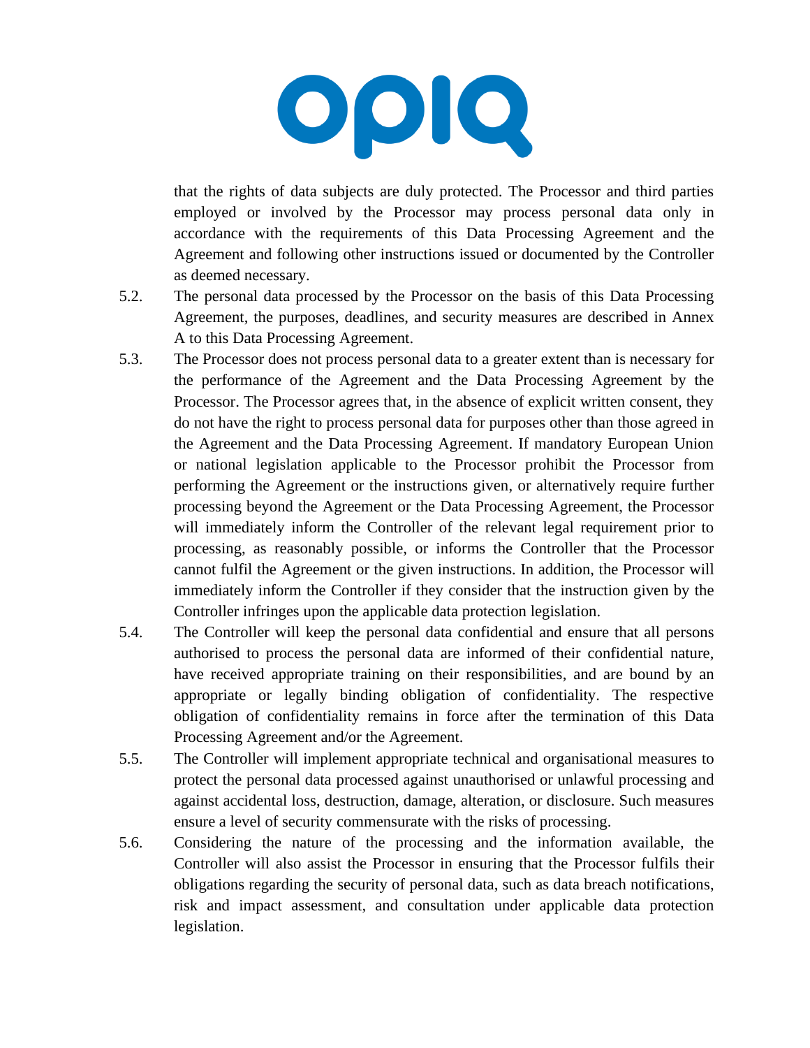that the rights of data subjects are duly protected. The Processor and third parties employed or involved by the Processor may process personal data only in accordance with the requirements of this Data Processing Agreement and the Agreement and following other instructions issued or documented by the Controller as deemed necessary.

5.2. The personal data processed by the Processor on the basis of this Data Processing Agreement, the purposes, deadlines, and security measures are described in Annex A to this Data Processing Agreement.

5.3. The Processor does not process personal data to a greater extent than is necessary for the performance of the Agreement and the Data Processing Agreement by the Processor. The Processor agrees that, in the absence of explicit written consent, they do not have the right to process personal data for purposes other than those agreed in the Agreement and the Data Processing Agreement. If mandatory European Union or national legislation applicable to the Processor prohibit the Processor from performing the Agreement or the instructions given, or alternatively require further processing beyond the Agreement or the Data Processing Agreement, the Processor will immediately inform the Controller of the relevant legal requirement prior to processing, as reasonably possible, or informs the Controller that the Processor cannot fulfil the Agreement or the given instructions. In addition, the Processor will immediately inform the Controller if they consider that the instruction given by the Controller infringes upon the applicable data protection legislation.

5.4. The Controller will keep the personal data confidential and ensure that all persons authorised to process the personal data are informed of their confidential nature, have received appropriate training on their responsibilities, and are bound by an appropriate or legally binding obligation of confidentiality. The respective obligation of confidentiality remains in force after the termination of this Data Processing Agreement and/or the Agreement.

5.5. The Controller will implement appropriate technical and organisational measures to protect the personal data processed against unauthorised or unlawful processing and against accidental loss, destruction, damage, alteration, or disclosure. Such measures ensure a level of security commensurate with the risks of processing.

5.6. Considering the nature of the processing and the information available, the Controller will also assist the Processor in ensuring that the Processor fulfils their obligations regarding the security of personal data, such as data breach notifications, risk and impact assessment, and consultation under applicable data protection legislation.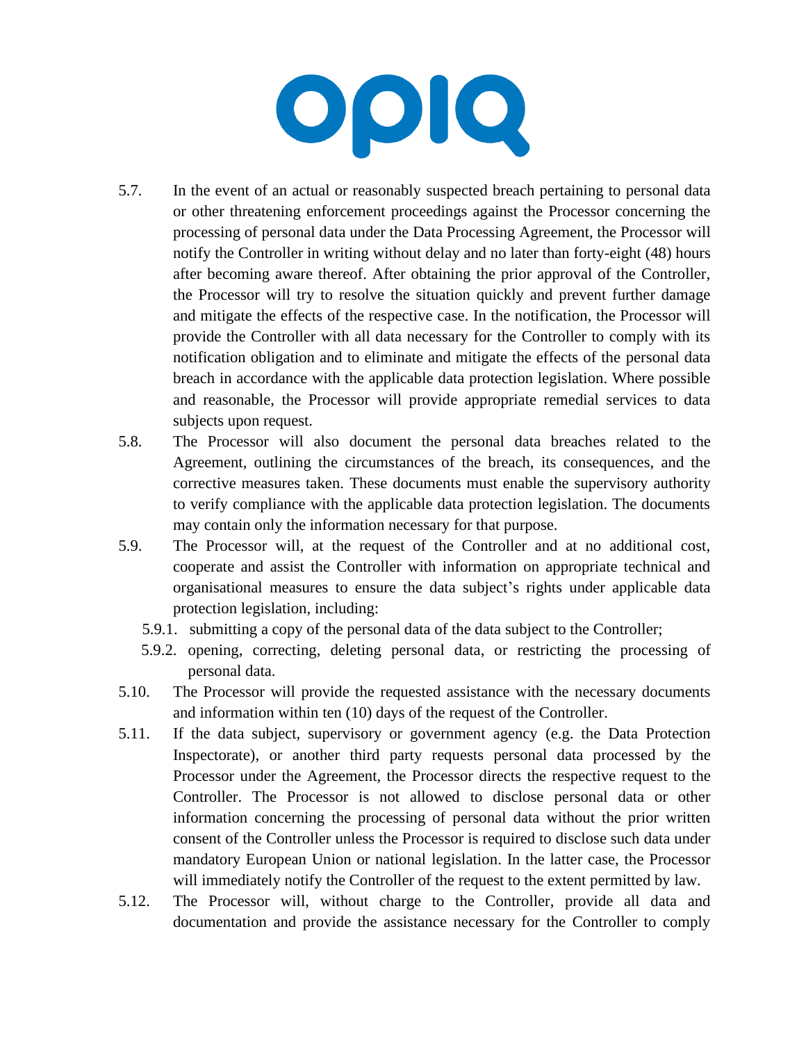5.7. In the event of an actual or reasonably suspected breach pertaining to personal data or other threatening enforcement proceedings against the Processor concerning the processing of personal data under the Data Processing Agreement, the Processor will notify the Controller in writing without delay and no later than forty-eight (48) hours after becoming aware thereof. After obtaining the prior approval of the Controller, the Processor will try to resolve the situation quickly and prevent further damage and mitigate the effects of the respective case. In the notification, the Processor will provide the Controller with all data necessary for the Controller to comply with its notification obligation and to eliminate and mitigate the effects of the personal data breach in accordance with the applicable data protection legislation. Where possible and reasonable, the Processor will provide appropriate remedial services to data subjects upon request.

5.8. The Processor will also document the personal data breaches related to the Agreement, outlining the circumstances of the breach, its consequences, and the corrective measures taken. These documents must enable the supervisory authority to verify compliance with the applicable data protection legislation. The documents may contain only the information necessary for that purpose.

5.9. The Processor will, at the request of the Controller and at no additional cost, cooperate and assist the Controller with information on appropriate technical and organisational measures to ensure the data subject's rights under applicable data protection legislation, including:

- 5.9.1. submitting a copy of the personal data of the data subject to the Controller;
- 5.9.2. opening, correcting, deleting personal data, or restricting the processing of personal data.

5.10. The Processor will provide the requested assistance with the necessary documents and information within ten (10) days of the request of the Controller.

5.11. If the data subject, supervisory or government agency (e.g. the Data Protection Inspectorate), or another third party requests personal data processed by the Processor under the Agreement, the Processor directs the respective request to the Controller. The Processor is not allowed to disclose personal data or other information concerning the processing of personal data without the prior written consent of the Controller unless the Processor is required to disclose such data under mandatory European Union or national legislation. In the latter case, the Processor will immediately notify the Controller of the request to the extent permitted by law.

5.12. The Processor will, without charge to the Controller, provide all data and documentation and provide the assistance necessary for the Controller to comply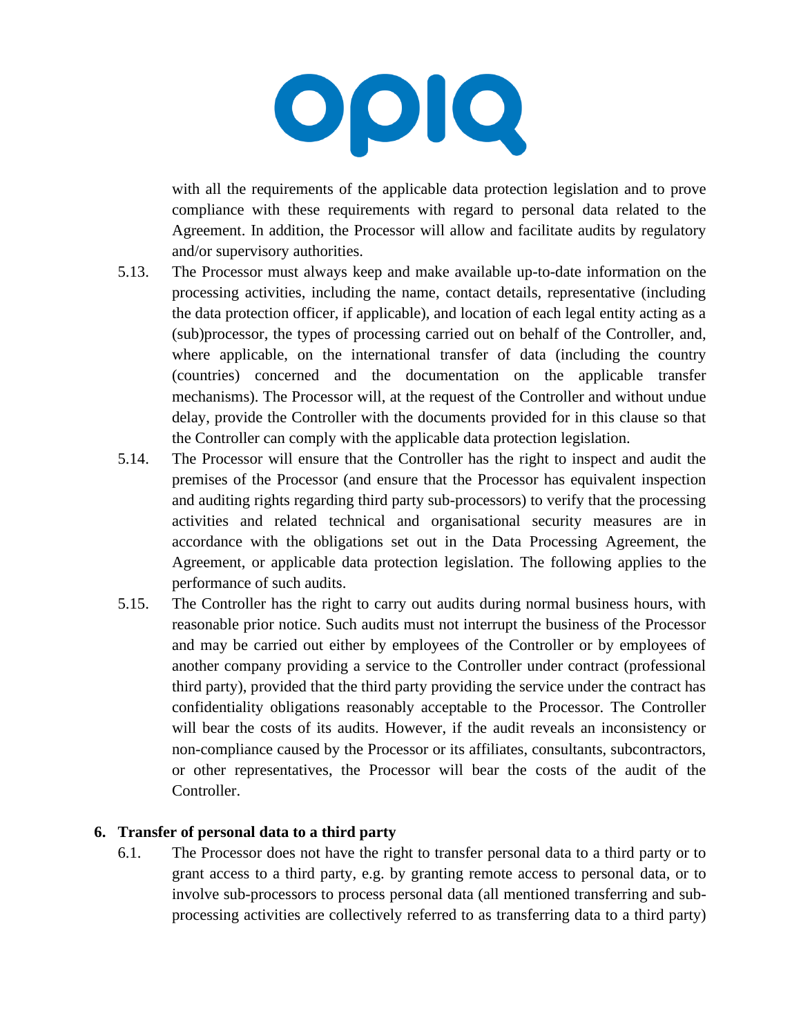with all the requirements of the applicable data protection legislation and to prove compliance with these requirements with regard to personal data related to the Agreement. In addition, the Processor will allow and facilitate audits by regulatory and/or supervisory authorities.

5.13. The Processor must always keep and make available up-to-date information on the processing activities, including the name, contact details, representative (including the data protection officer, if applicable), and location of each legal entity acting as a (sub)processor, the types of processing carried out on behalf of the Controller, and, where applicable, on the international transfer of data (including the country (countries) concerned and the documentation on the applicable transfer mechanisms). The Processor will, at the request of the Controller and without undue delay, provide the Controller with the documents provided for in this clause so that the Controller can comply with the applicable data protection legislation.

5.14. The Processor will ensure that the Controller has the right to inspect and audit the premises of the Processor (and ensure that the Processor has equivalent inspection and auditing rights regarding third party sub-processors) to verify that the processing activities and related technical and organisational security measures are in accordance with the obligations set out in the Data Processing Agreement, the Agreement, or applicable data protection legislation. The following applies to the performance of such audits.

5.15. The Controller has the right to carry out audits during normal business hours, with reasonable prior notice. Such audits must not interrupt the business of the Processor and may be carried out either by employees of the Controller or by employees of another company providing a service to the Controller under contract (professional third party), provided that the third party providing the service under the contract has confidentiality obligations reasonably acceptable to the Processor. The Controller will bear the costs of its audits. However, if the audit reveals an inconsistency or non-compliance caused by the Processor or its affiliates, consultants, subcontractors, or other representatives, the Processor will bear the costs of the audit of the Controller.

## 6. Transfer of personal data to a third party

6.1. The Processor does not have the right to transfer personal data to a third party or to grant access to a third party, e.g. by granting remote access to personal data, or to involve sub-processors to process personal data (all mentioned transferring and sub-processing activities are collectively referred to as transferring data to a third party)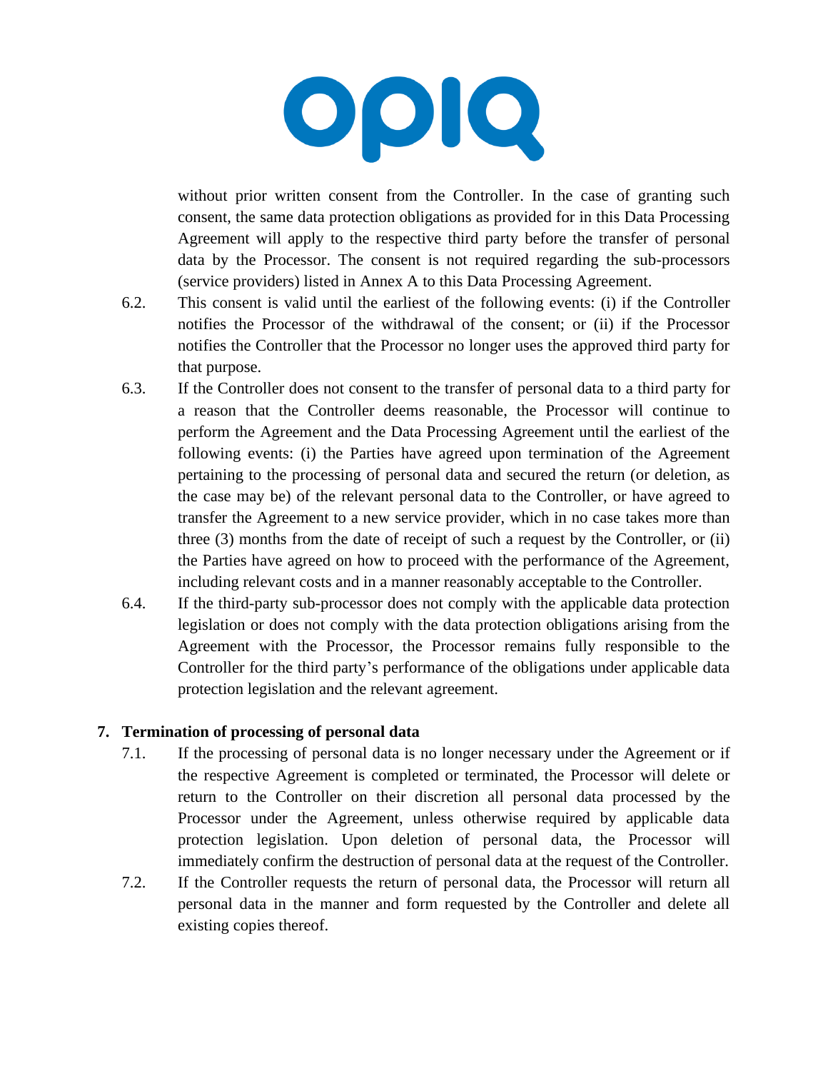without prior written consent from the Controller. In the case of granting such consent, the same data protection obligations as provided for in this Data Processing Agreement will apply to the respective third party before the transfer of personal data by the Processor. The consent is not required regarding the sub-processors (service providers) listed in Annex A to this Data Processing Agreement.

6.2. This consent is valid until the earliest of the following events: (i) if the Controller notifies the Processor of the withdrawal of the consent; or (ii) if the Processor notifies the Controller that the Processor no longer uses the approved third party for that purpose.

6.3. If the Controller does not consent to the transfer of personal data to a third party for a reason that the Controller deems reasonable, the Processor will continue to perform the Agreement and the Data Processing Agreement until the earliest of the following events: (i) the Parties have agreed upon termination of the Agreement pertaining to the processing of personal data and secured the return (or deletion, as the case may be) of the relevant personal data to the Controller, or have agreed to transfer the Agreement to a new service provider, which in no case takes more than three (3) months from the date of receipt of such a request by the Controller, or (ii) the Parties have agreed on how to proceed with the performance of the Agreement, including relevant costs and in a manner reasonably acceptable to the Controller.

6.4. If the third-party sub-processor does not comply with the applicable data protection legislation or does not comply with the data protection obligations arising from the Agreement with the Processor, the Processor remains fully responsible to the Controller for the third party's performance of the obligations under applicable data protection legislation and the relevant agreement.

## 7. Termination of processing of personal data

7.1. If the processing of personal data is no longer necessary under the Agreement or if the respective Agreement is completed or terminated, the Processor will delete or return to the Controller on their discretion all personal data processed by the Processor under the Agreement, unless otherwise required by applicable data protection legislation. Upon deletion of personal data, the Processor will immediately confirm the destruction of personal data at the request of the Controller.

7.2. If the Controller requests the return of personal data, the Processor will return all personal data in the manner and form requested by the Controller and delete all existing copies thereof.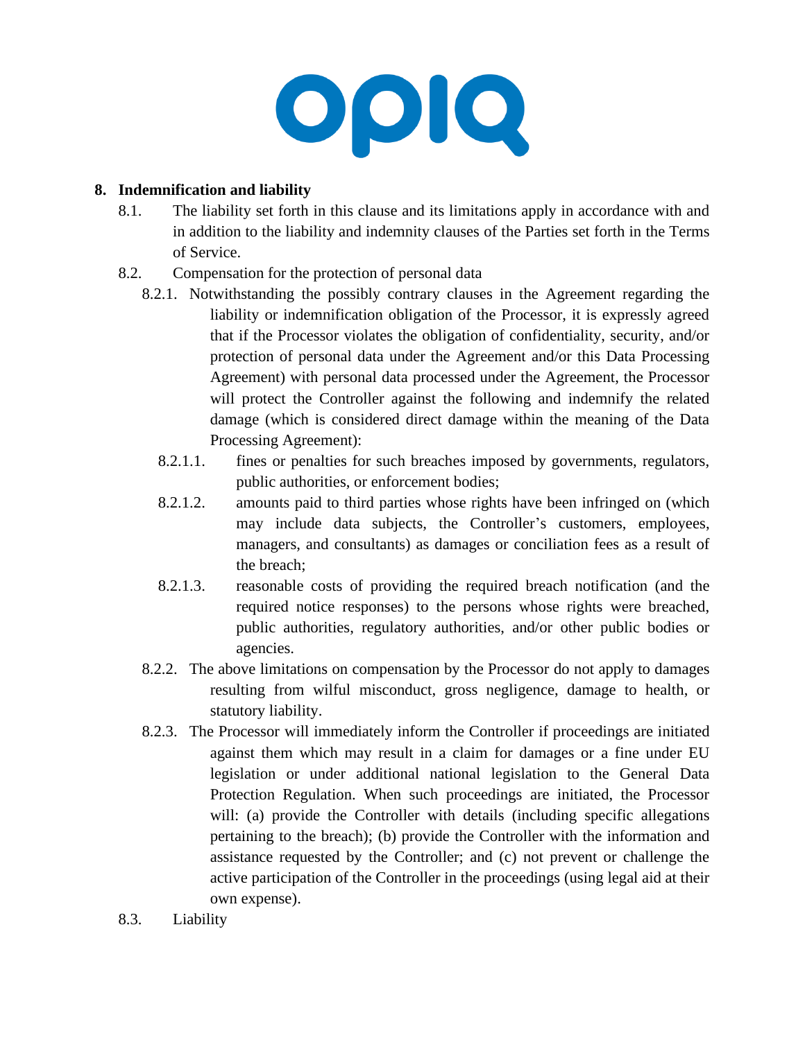## 8. Indemnification and liability

8.1. The liability set forth in this clause and its limitations apply in accordance with and in addition to the liability and indemnity clauses of the Parties set forth in the Terms of Service.

8.2. Compensation for the protection of personal data

8.2.1. Notwithstanding the possibly contrary clauses in the Agreement regarding the liability or indemnification obligation of the Processor, it is expressly agreed that if the Processor violates the obligation of confidentiality, security, and/or protection of personal data under the Agreement and/or this Data Processing Agreement) with personal data processed under the Agreement, the Processor will protect the Controller against the following and indemnify the related damage (which is considered direct damage within the meaning of the Data Processing Agreement):

8.2.1.1. fines or penalties for such breaches imposed by governments, regulators, public authorities, or enforcement bodies;

8.2.1.2. amounts paid to third parties whose rights have been infringed on (which may include data subjects, the Controller's customers, employees, managers, and consultants) as damages or conciliation fees as a result of the breach;

8.2.1.3. reasonable costs of providing the required breach notification (and the required notice responses) to the persons whose rights were breached, public authorities, regulatory authorities, and/or other public bodies or agencies.

8.2.2. The above limitations on compensation by the Processor do not apply to damages resulting from wilful misconduct, gross negligence, damage to health, or statutory liability.

8.2.3. The Processor will immediately inform the Controller if proceedings are initiated against them which may result in a claim for damages or a fine under EU legislation or under additional national legislation to the General Data Protection Regulation. When such proceedings are initiated, the Processor will: (a) provide the Controller with details (including specific allegations pertaining to the breach); (b) provide the Controller with the information and assistance requested by the Controller; and (c) not prevent or challenge the active participation of the Controller in the proceedings (using legal aid at their own expense).

8.3. Liability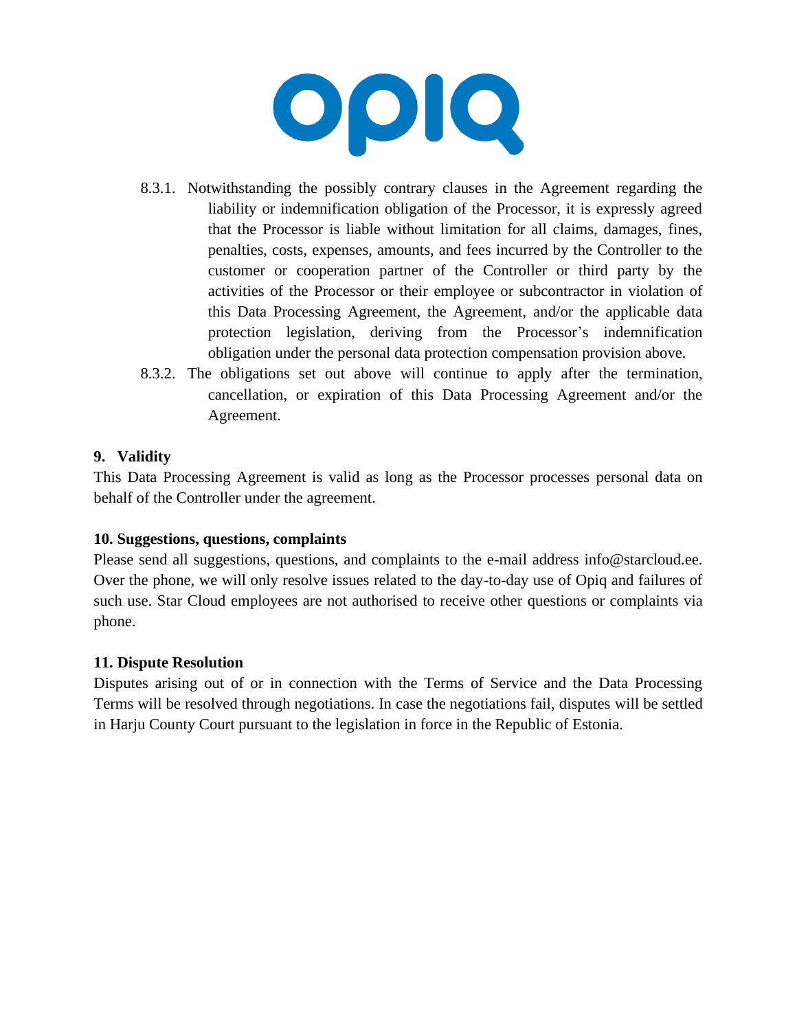8.3.1. Notwithstanding the possibly contrary clauses in the Agreement regarding the liability or indemnification obligation of the Processor, it is expressly agreed that the Processor is liable without limitation for all claims, damages, fines, penalties, costs, expenses, amounts, and fees incurred by the Controller to the customer or cooperation partner of the Controller or third party by the activities of the Processor or their employee or subcontractor in violation of this Data Processing Agreement, the Agreement, and/or the applicable data protection legislation, deriving from the Processor's indemnification obligation under the personal data protection compensation provision above.

8.3.2. The obligations set out above will continue to apply after the termination, cancellation, or expiration of this Data Processing Agreement and/or the Agreement.

## 9. Validity

This Data Processing Agreement is valid as long as the Processor processes personal data on behalf of the Controller under the agreement.

## 10. Suggestions, questions, complaints

Please send all suggestions, questions, and complaints to the e-mail address info@starcloud.ee. Over the phone, we will only resolve issues related to the day-to-day use of Opiq and failures of such use. Star Cloud employees are not authorised to receive other questions or complaints via phone.

## 11. Dispute Resolution

Disputes arising out of or in connection with the Terms of Service and the Data Processing Terms will be resolved through negotiations. In case the negotiations fail, disputes will be settled in Harju County Court pursuant to the legislation in force in the Republic of Estonia.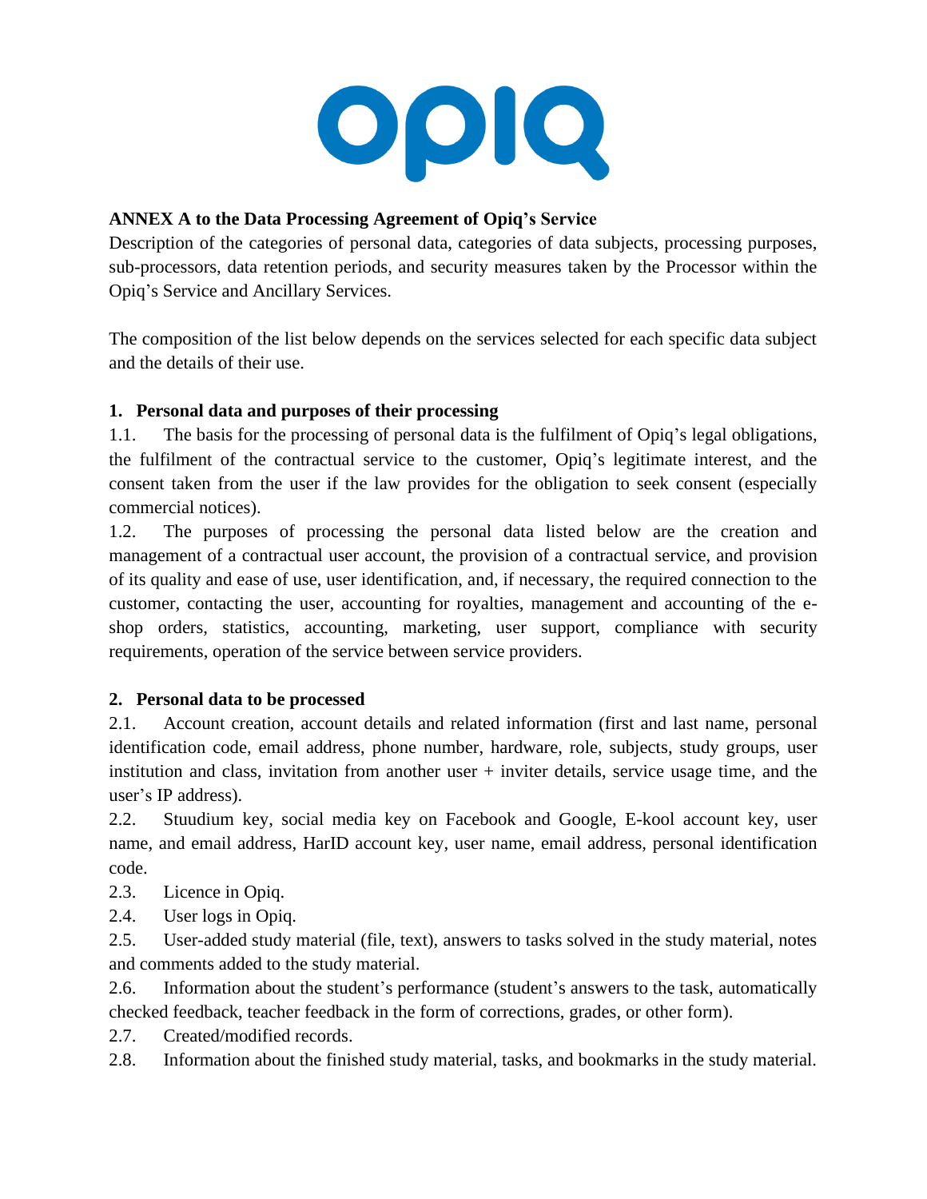**ANNEX A to the Data Processing Agreement of Opiq's Service**

Description of the categories of personal data, categories of data subjects, processing purposes, sub-processors, data retention periods, and security measures taken by the Processor within the Opiq's Service and Ancillary Services.

The composition of the list below depends on the services selected for each specific data subject and the details of their use.

## 1. Personal data and purposes of their processing

1.1. The basis for the processing of personal data is the fulfilment of Opiq's legal obligations, the fulfilment of the contractual service to the customer, Opiq's legitimate interest, and the consent taken from the user if the law provides for the obligation to seek consent (especially commercial notices).

1.2. The purposes of processing the personal data listed below are the creation and management of a contractual user account, the provision of a contractual service, and provision of its quality and ease of use, user identification, and, if necessary, the required connection to the customer, contacting the user, accounting for royalties, management and accounting of the e-shop orders, statistics, accounting, marketing, user support, compliance with security requirements, operation of the service between service providers.

## 2. Personal data to be processed

2.1. Account creation, account details and related information (first and last name, personal identification code, email address, phone number, hardware, role, subjects, study groups, user institution and class, invitation from another user + inviter details, service usage time, and the user's IP address).

2.2. Stuudium key, social media key on Facebook and Google, E-kool account key, user name, and email address, HarID account key, user name, email address, personal identification code.

2.3. Licence in Opiq.

2.4. User logs in Opiq.

2.5. User-added study material (file, text), answers to tasks solved in the study material, notes and comments added to the study material.

2.6. Information about the student's performance (student's answers to the task, automatically checked feedback, teacher feedback in the form of corrections, grades, or other form).

2.7. Created/modified records.

2.8. Information about the finished study material, tasks, and bookmarks in the study material.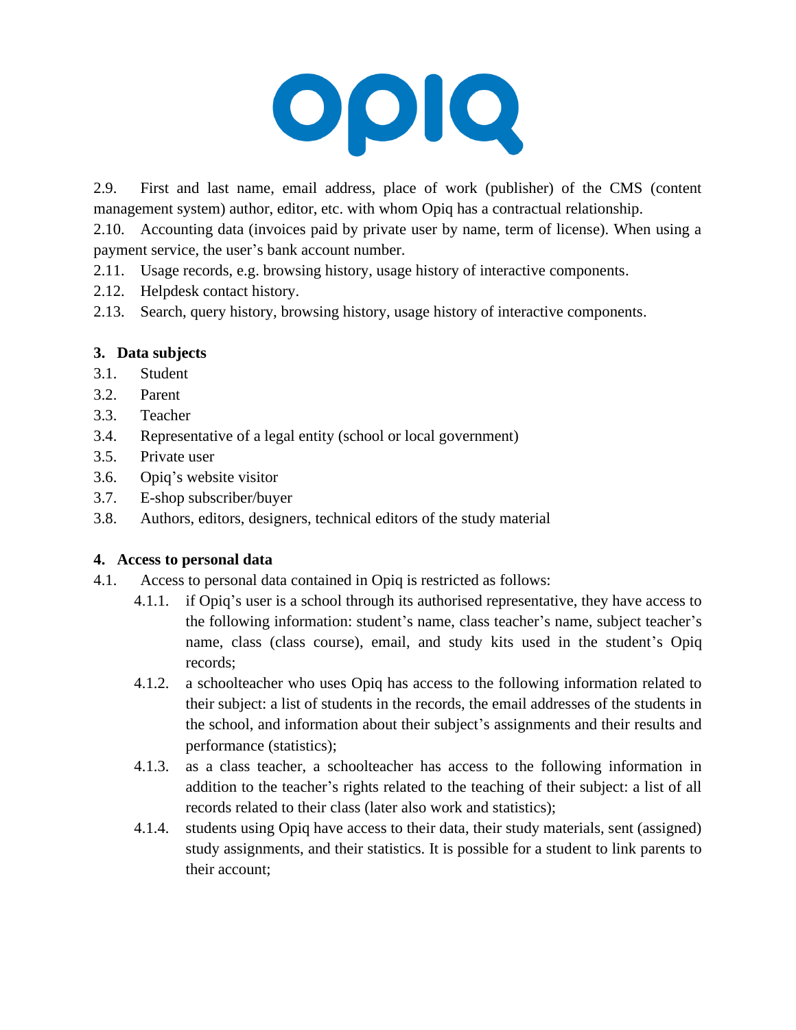2.9. First and last name, email address, place of work (publisher) of the CMS (content management system) author, editor, etc. with whom Opiq has a contractual relationship.

2.10. Accounting data (invoices paid by private user by name, term of license). When using a payment service, the user's bank account number.

2.11. Usage records, e.g. browsing history, usage history of interactive components.

2.12. Helpdesk contact history.

2.13. Search, query history, browsing history, usage history of interactive components.

## 3. Data subjects

3.1. Student

3.2. Parent

3.3. Teacher

3.4. Representative of a legal entity (school or local government)

3.5. Private user

3.6. Opiq's website visitor

3.7. E-shop subscriber/buyer

3.8. Authors, editors, designers, technical editors of the study material

## 4. Access to personal data

4.1. Access to personal data contained in Opiq is restricted as follows:

- 4.1.1. if Opiq's user is a school through its authorised representative, they have access to the following information: student's name, class teacher's name, subject teacher's name, class (class course), email, and study kits used in the student's Opiq records;
- 4.1.2. a schoolteacher who uses Opiq has access to the following information related to their subject: a list of students in the records, the email addresses of the students in the school, and information about their subject's assignments and their results and performance (statistics);
- 4.1.3. as a class teacher, a schoolteacher has access to the following information in addition to the teacher's rights related to the teaching of their subject: a list of all records related to their class (later also work and statistics);
- 4.1.4. students using Opiq have access to their data, their study materials, sent (assigned) study assignments, and their statistics. It is possible for a student to link parents to their account;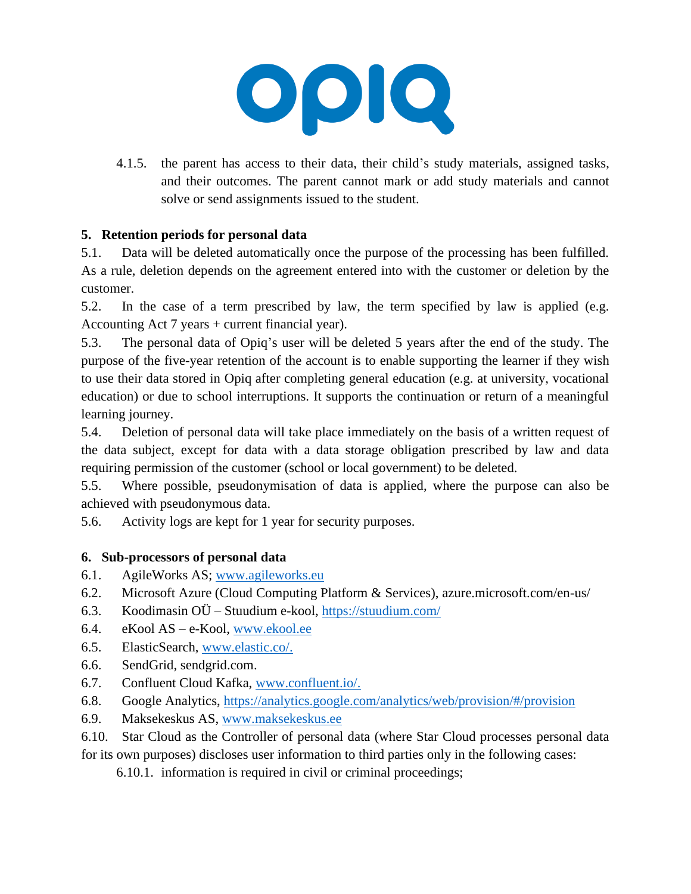4.1.5. the parent has access to their data, their child's study materials, assigned tasks, and their outcomes. The parent cannot mark or add study materials and cannot solve or send assignments issued to the student.

## 5. Retention periods for personal data

5.1. Data will be deleted automatically once the purpose of the processing has been fulfilled. As a rule, deletion depends on the agreement entered into with the customer or deletion by the customer.

5.2. In the case of a term prescribed by law, the term specified by law is applied (e.g. Accounting Act 7 years + current financial year).

5.3. The personal data of Opiq's user will be deleted 5 years after the end of the study. The purpose of the five-year retention of the account is to enable supporting the learner if they wish to use their data stored in Opiq after completing general education (e.g. at university, vocational education) or due to school interruptions. It supports the continuation or return of a meaningful learning journey.

5.4. Deletion of personal data will take place immediately on the basis of a written request of the data subject, except for data with a data storage obligation prescribed by law and data requiring permission of the customer (school or local government) to be deleted.

5.5. Where possible, pseudonymisation of data is applied, where the purpose can also be achieved with pseudonymous data.

5.6. Activity logs are kept for 1 year for security purposes.

## 6. Sub-processors of personal data

6.1. AgileWorks AS; www.agileworks.eu

6.2. Microsoft Azure (Cloud Computing Platform & Services), azure.microsoft.com/en-us/

6.3. Koodimasin OÜ – Stuudium e-kool, https://stuudium.com/

6.4. eKool AS – e-Kool, www.ekool.ee

6.5. ElasticSearch, www.elastic.co/.

6.6. SendGrid, sendgrid.com.

6.7. Confluent Cloud Kafka, www.confluent.io/.

6.8. Google Analytics, https://analytics.google.com/analytics/web/provision/#/provision

6.9. Maksekeskus AS, www.maksekeskus.ee

6.10. Star Cloud as the Controller of personal data (where Star Cloud processes personal data for its own purposes) discloses user information to third parties only in the following cases:

6.10.1. information is required in civil or criminal proceedings;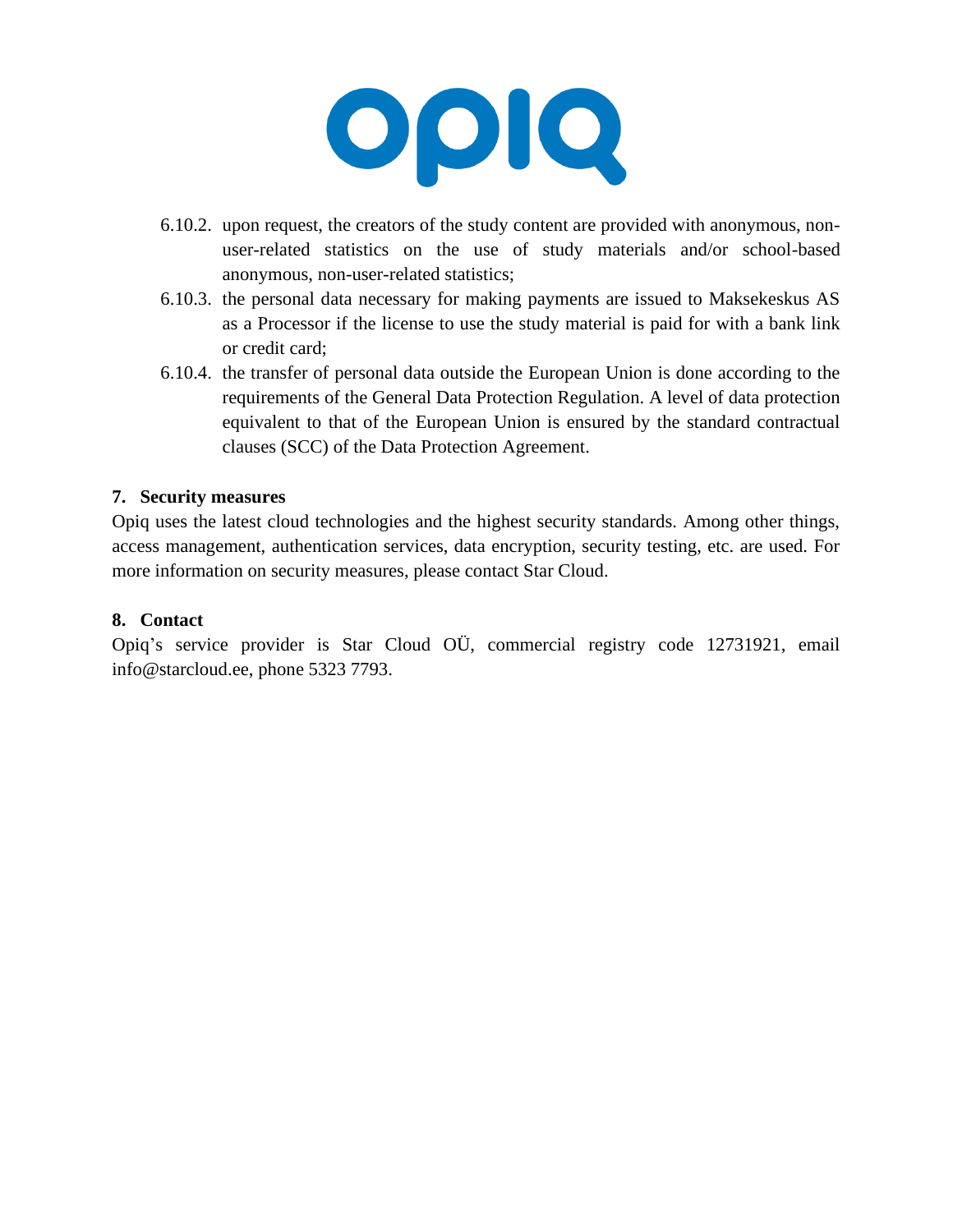6.10.2. upon request, the creators of the study content are provided with anonymous, non-user-related statistics on the use of study materials and/or school-based anonymous, non-user-related statistics;

6.10.3. the personal data necessary for making payments are issued to Maksekeskus AS as a Processor if the license to use the study material is paid for with a bank link or credit card;

6.10.4. the transfer of personal data outside the European Union is done according to the requirements of the General Data Protection Regulation. A level of data protection equivalent to that of the European Union is ensured by the standard contractual clauses (SCC) of the Data Protection Agreement.

## 7. Security measures

Opiq uses the latest cloud technologies and the highest security standards. Among other things, access management, authentication services, data encryption, security testing, etc. are used. For more information on security measures, please contact Star Cloud.

## 8. Contact

Opiq's service provider is Star Cloud OÜ, commercial registry code 12731921, email info@starcloud.ee, phone 5323 7793.